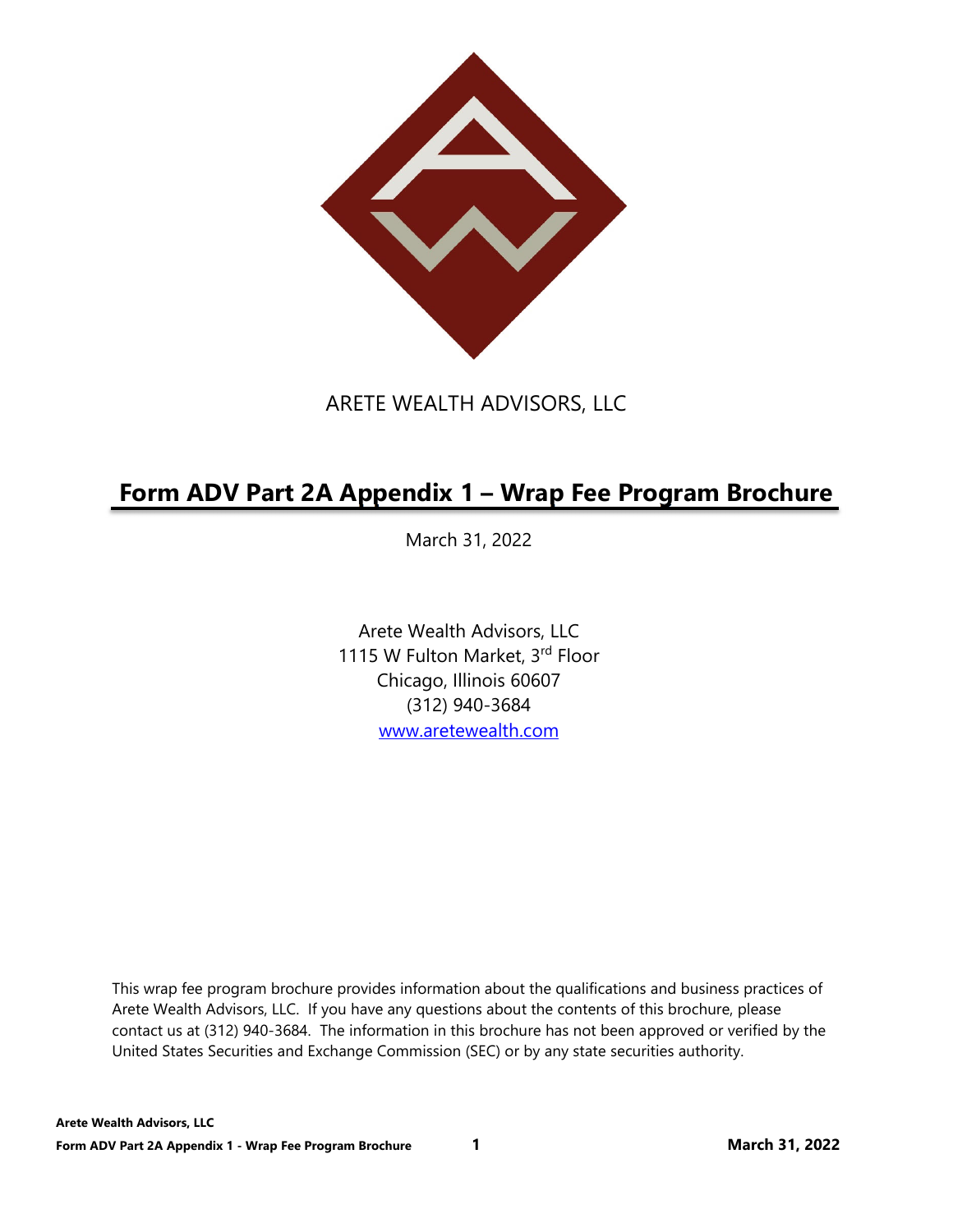ARETE WEALTH ADVISORS, LLC

# Form ADV Part 2A Appendix 1 – Wrap Fee Program Brochure

March 31, 2022

Arete Wealth Advisors, LLC
1115 W Fulton Market, 3rd Floor
Chicago, Illinois 60607
(312) 940-3684
www.aretewealth.com

This wrap fee program brochure provides information about the qualifications and business practices of Arete Wealth Advisors, LLC. If you have any questions about the contents of this brochure, please contact us at (312) 940-3684. The information in this brochure has not been approved or verified by the United States Securities and Exchange Commission (SEC) or by any state securities authority.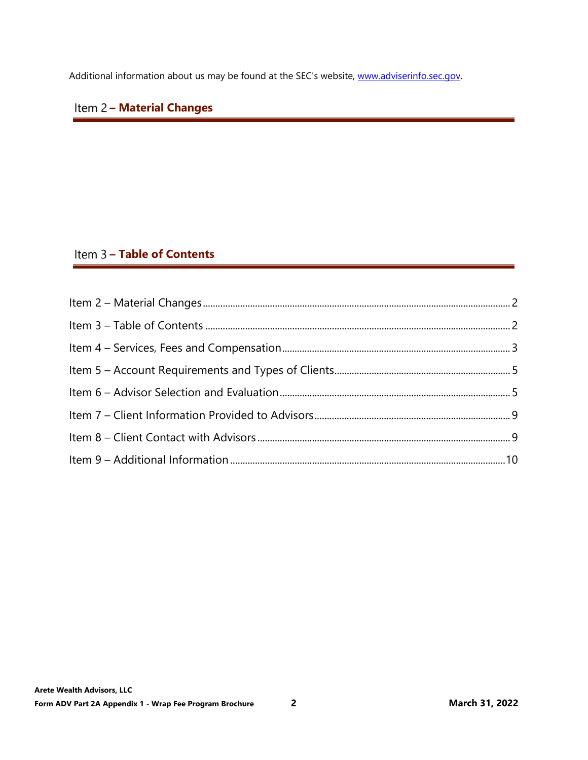Additional information about us may be found at the SEC's website, www.adviserinfo.sec.gov.

## Item 2 – Material Changes

## Item 3 – Table of Contents

Item 2 – Material Changes .......... 2

Item 3 – Table of Contents .......... 2

Item 4 – Services, Fees and Compensation .......... 3

Item 5 – Account Requirements and Types of Clients .......... 5

Item 6 – Advisor Selection and Evaluation .......... 5

Item 7 – Client Information Provided to Advisors .......... 9

Item 8 – Client Contact with Advisors .......... 9

Item 9 – Additional Information .......... 10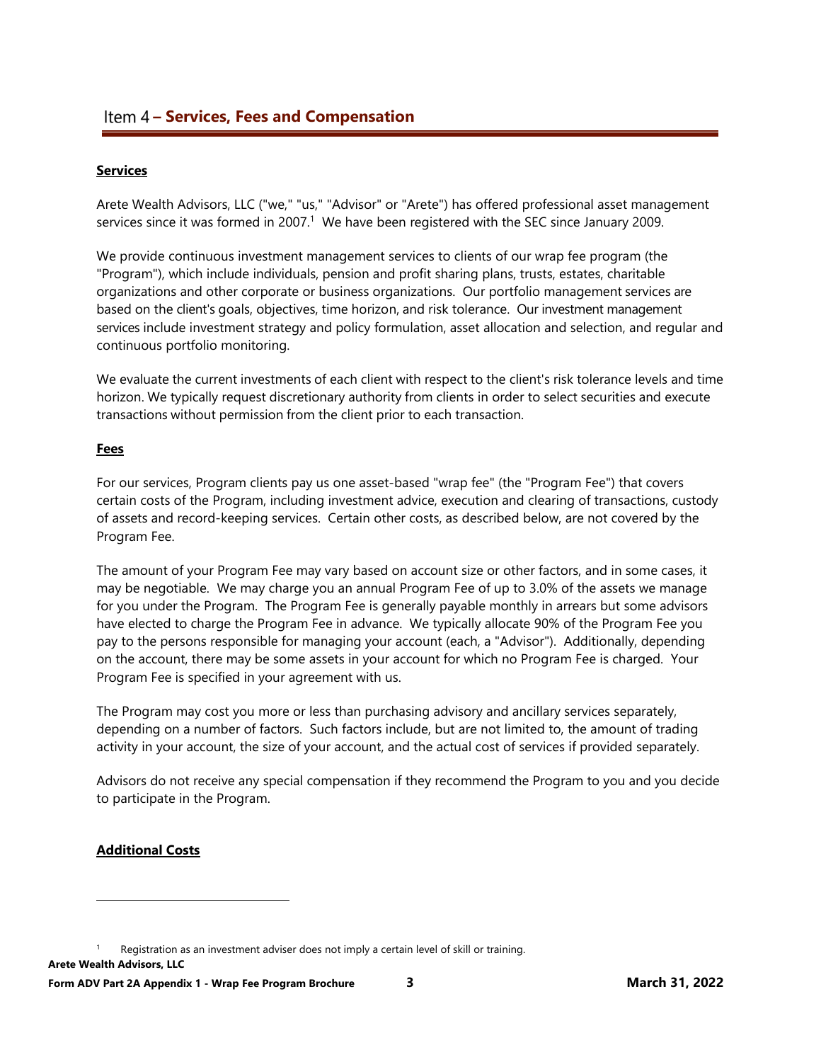## Item 4 – Services, Fees and Compensation

**Services**

Arete Wealth Advisors, LLC ("we," "us," "Advisor" or "Arete") has offered professional asset management services since it was formed in 2007.[1] We have been registered with the SEC since January 2009.

We provide continuous investment management services to clients of our wrap fee program (the "Program"), which include individuals, pension and profit sharing plans, trusts, estates, charitable organizations and other corporate or business organizations. Our portfolio management services are based on the client's goals, objectives, time horizon, and risk tolerance. Our investment management services include investment strategy and policy formulation, asset allocation and selection, and regular and continuous portfolio monitoring.

We evaluate the current investments of each client with respect to the client's risk tolerance levels and time horizon. We typically request discretionary authority from clients in order to select securities and execute transactions without permission from the client prior to each transaction.

**Fees**

For our services, Program clients pay us one asset-based "wrap fee" (the "Program Fee") that covers certain costs of the Program, including investment advice, execution and clearing of transactions, custody of assets and record-keeping services. Certain other costs, as described below, are not covered by the Program Fee.

The amount of your Program Fee may vary based on account size or other factors, and in some cases, it may be negotiable. We may charge you an annual Program Fee of up to 3.0% of the assets we manage for you under the Program. The Program Fee is generally payable monthly in arrears but some advisors have elected to charge the Program Fee in advance. We typically allocate 90% of the Program Fee you pay to the persons responsible for managing your account (each, a "Advisor"). Additionally, depending on the account, there may be some assets in your account for which no Program Fee is charged. Your Program Fee is specified in your agreement with us.

The Program may cost you more or less than purchasing advisory and ancillary services separately, depending on a number of factors. Such factors include, but are not limited to, the amount of trading activity in your account, the size of your account, and the actual cost of services if provided separately.

Advisors do not receive any special compensation if they recommend the Program to you and you decide to participate in the Program.

**Additional Costs**

[1] Registration as an investment adviser does not imply a certain level of skill or training.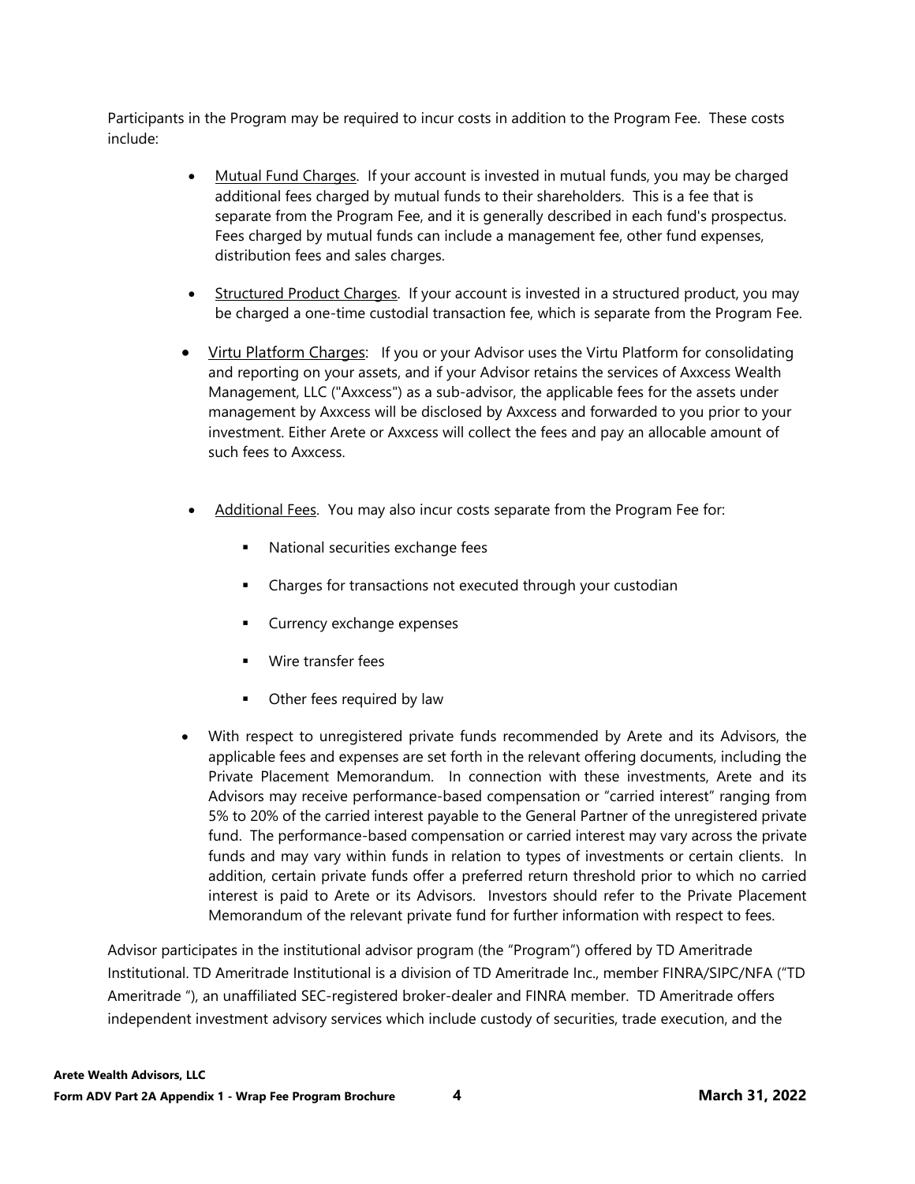Participants in the Program may be required to incur costs in addition to the Program Fee. These costs include:

- Mutual Fund Charges. If your account is invested in mutual funds, you may be charged additional fees charged by mutual funds to their shareholders. This is a fee that is separate from the Program Fee, and it is generally described in each fund's prospectus. Fees charged by mutual funds can include a management fee, other fund expenses, distribution fees and sales charges.

- Structured Product Charges. If your account is invested in a structured product, you may be charged a one-time custodial transaction fee, which is separate from the Program Fee.

- Virtu Platform Charges: If you or your Advisor uses the Virtu Platform for consolidating and reporting on your assets, and if your Advisor retains the services of Axxcess Wealth Management, LLC ("Axxcess") as a sub-advisor, the applicable fees for the assets under management by Axxcess will be disclosed by Axxcess and forwarded to you prior to your investment. Either Arete or Axxcess will collect the fees and pay an allocable amount of such fees to Axxcess.

- Additional Fees. You may also incur costs separate from the Program Fee for:

  - National securities exchange fees
  - Charges for transactions not executed through your custodian
  - Currency exchange expenses
  - Wire transfer fees
  - Other fees required by law

- With respect to unregistered private funds recommended by Arete and its Advisors, the applicable fees and expenses are set forth in the relevant offering documents, including the Private Placement Memorandum. In connection with these investments, Arete and its Advisors may receive performance-based compensation or "carried interest" ranging from 5% to 20% of the carried interest payable to the General Partner of the unregistered private fund. The performance-based compensation or carried interest may vary across the private funds and may vary within funds in relation to types of investments or certain clients. In addition, certain private funds offer a preferred return threshold prior to which no carried interest is paid to Arete or its Advisors. Investors should refer to the Private Placement Memorandum of the relevant private fund for further information with respect to fees.

Advisor participates in the institutional advisor program (the "Program") offered by TD Ameritrade Institutional. TD Ameritrade Institutional is a division of TD Ameritrade Inc., member FINRA/SIPC/NFA ("TD Ameritrade "), an unaffiliated SEC-registered broker-dealer and FINRA member. TD Ameritrade offers independent investment advisory services which include custody of securities, trade execution, and the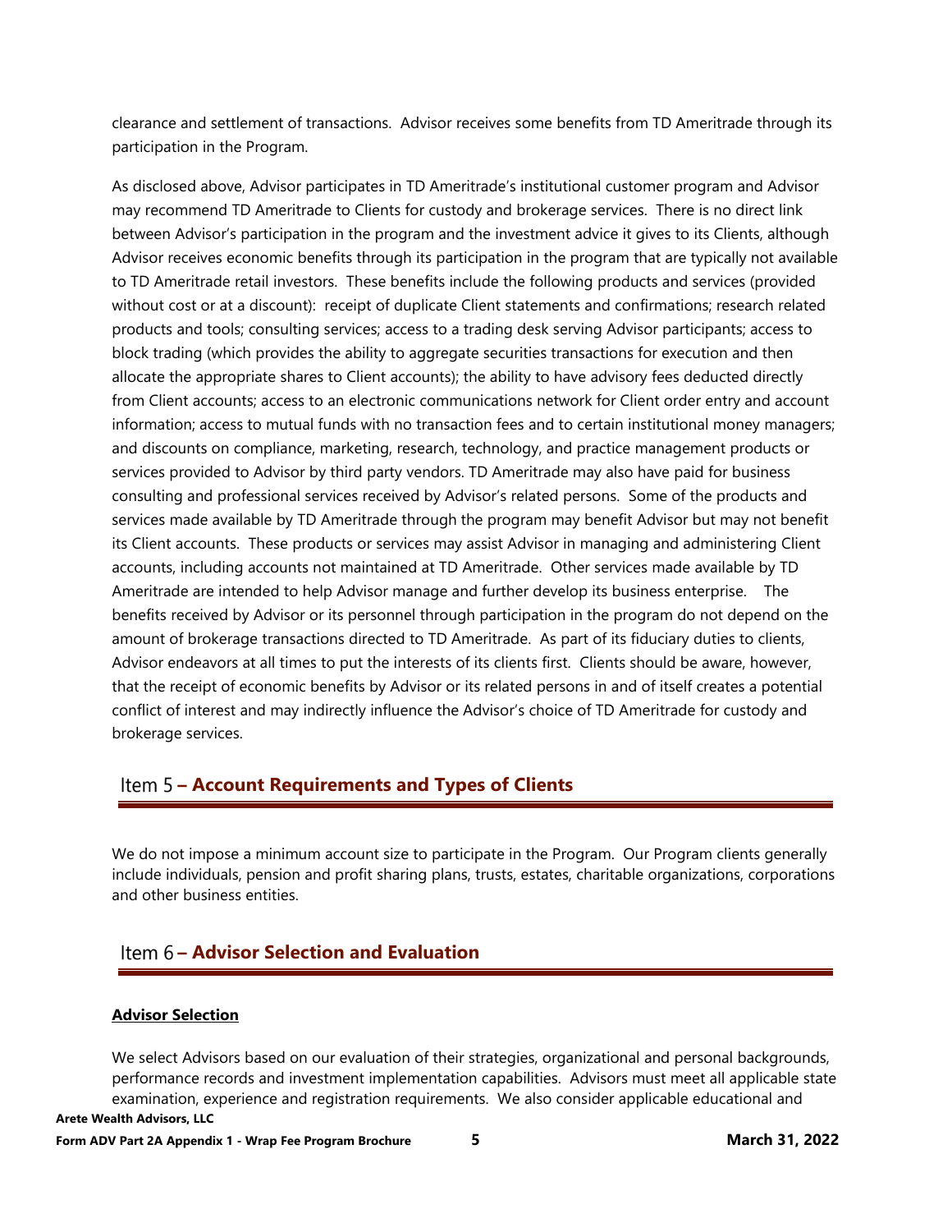clearance and settlement of transactions. Advisor receives some benefits from TD Ameritrade through its participation in the Program.

As disclosed above, Advisor participates in TD Ameritrade's institutional customer program and Advisor may recommend TD Ameritrade to Clients for custody and brokerage services. There is no direct link between Advisor's participation in the program and the investment advice it gives to its Clients, although Advisor receives economic benefits through its participation in the program that are typically not available to TD Ameritrade retail investors. These benefits include the following products and services (provided without cost or at a discount): receipt of duplicate Client statements and confirmations; research related products and tools; consulting services; access to a trading desk serving Advisor participants; access to block trading (which provides the ability to aggregate securities transactions for execution and then allocate the appropriate shares to Client accounts); the ability to have advisory fees deducted directly from Client accounts; access to an electronic communications network for Client order entry and account information; access to mutual funds with no transaction fees and to certain institutional money managers; and discounts on compliance, marketing, research, technology, and practice management products or services provided to Advisor by third party vendors. TD Ameritrade may also have paid for business consulting and professional services received by Advisor's related persons. Some of the products and services made available by TD Ameritrade through the program may benefit Advisor but may not benefit its Client accounts. These products or services may assist Advisor in managing and administering Client accounts, including accounts not maintained at TD Ameritrade. Other services made available by TD Ameritrade are intended to help Advisor manage and further develop its business enterprise. The benefits received by Advisor or its personnel through participation in the program do not depend on the amount of brokerage transactions directed to TD Ameritrade. As part of its fiduciary duties to clients, Advisor endeavors at all times to put the interests of its clients first. Clients should be aware, however, that the receipt of economic benefits by Advisor or its related persons in and of itself creates a potential conflict of interest and may indirectly influence the Advisor's choice of TD Ameritrade for custody and brokerage services.

## Item 5 – Account Requirements and Types of Clients

We do not impose a minimum account size to participate in the Program. Our Program clients generally include individuals, pension and profit sharing plans, trusts, estates, charitable organizations, corporations and other business entities.

## Item 6 – Advisor Selection and Evaluation

**Advisor Selection**

We select Advisors based on our evaluation of their strategies, organizational and personal backgrounds, performance records and investment implementation capabilities. Advisors must meet all applicable state examination, experience and registration requirements. We also consider applicable educational and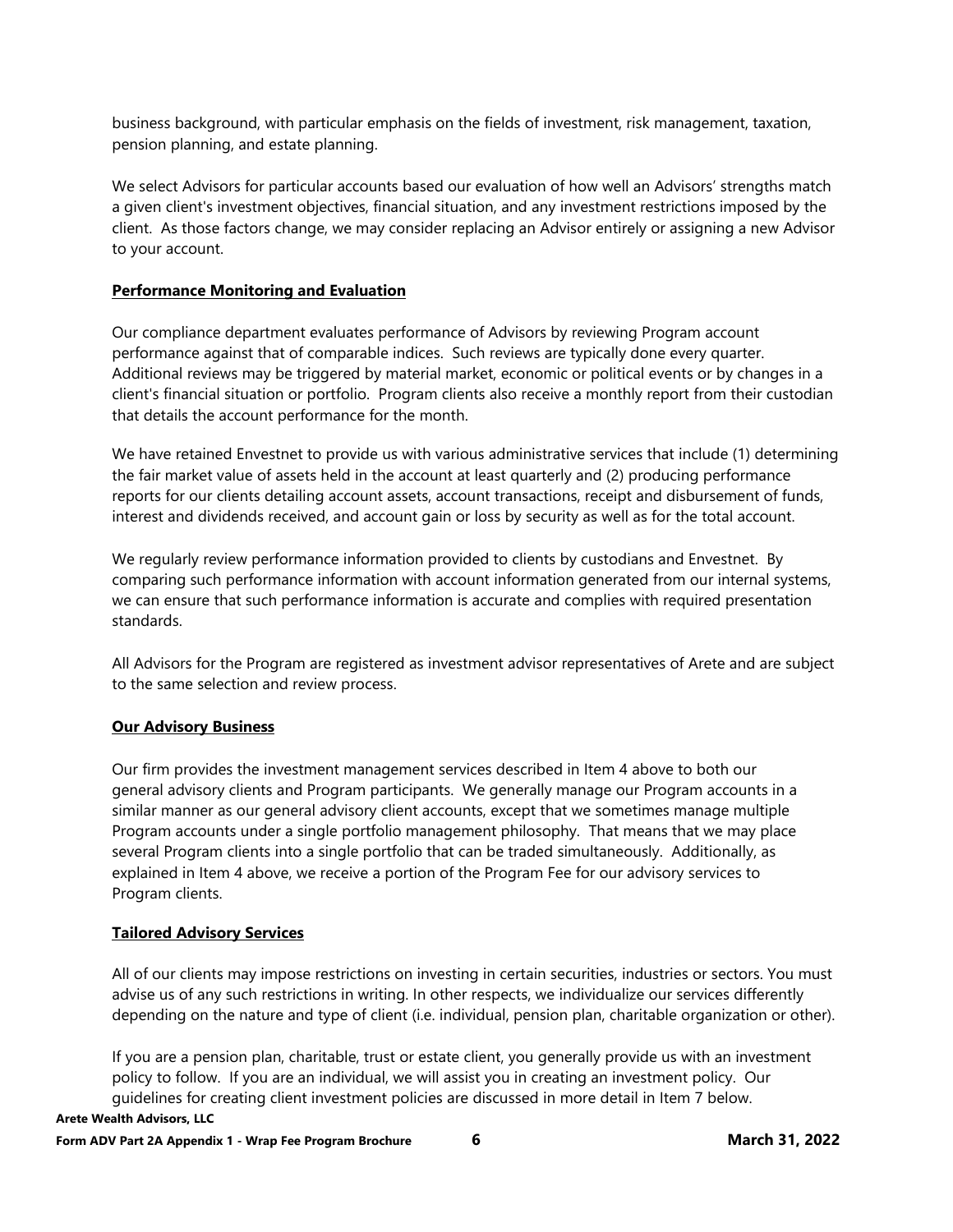business background, with particular emphasis on the fields of investment, risk management, taxation, pension planning, and estate planning.

We select Advisors for particular accounts based our evaluation of how well an Advisors' strengths match a given client's investment objectives, financial situation, and any investment restrictions imposed by the client. As those factors change, we may consider replacing an Advisor entirely or assigning a new Advisor to your account.

**Performance Monitoring and Evaluation**

Our compliance department evaluates performance of Advisors by reviewing Program account performance against that of comparable indices. Such reviews are typically done every quarter. Additional reviews may be triggered by material market, economic or political events or by changes in a client's financial situation or portfolio. Program clients also receive a monthly report from their custodian that details the account performance for the month.

We have retained Envestnet to provide us with various administrative services that include (1) determining the fair market value of assets held in the account at least quarterly and (2) producing performance reports for our clients detailing account assets, account transactions, receipt and disbursement of funds, interest and dividends received, and account gain or loss by security as well as for the total account.

We regularly review performance information provided to clients by custodians and Envestnet. By comparing such performance information with account information generated from our internal systems, we can ensure that such performance information is accurate and complies with required presentation standards.

All Advisors for the Program are registered as investment advisor representatives of Arete and are subject to the same selection and review process.

**Our Advisory Business**

Our firm provides the investment management services described in Item 4 above to both our general advisory clients and Program participants. We generally manage our Program accounts in a similar manner as our general advisory client accounts, except that we sometimes manage multiple Program accounts under a single portfolio management philosophy. That means that we may place several Program clients into a single portfolio that can be traded simultaneously. Additionally, as explained in Item 4 above, we receive a portion of the Program Fee for our advisory services to Program clients.

**Tailored Advisory Services**

All of our clients may impose restrictions on investing in certain securities, industries or sectors. You must advise us of any such restrictions in writing. In other respects, we individualize our services differently depending on the nature and type of client (i.e. individual, pension plan, charitable organization or other).

If you are a pension plan, charitable, trust or estate client, you generally provide us with an investment policy to follow. If you are an individual, we will assist you in creating an investment policy. Our guidelines for creating client investment policies are discussed in more detail in Item 7 below.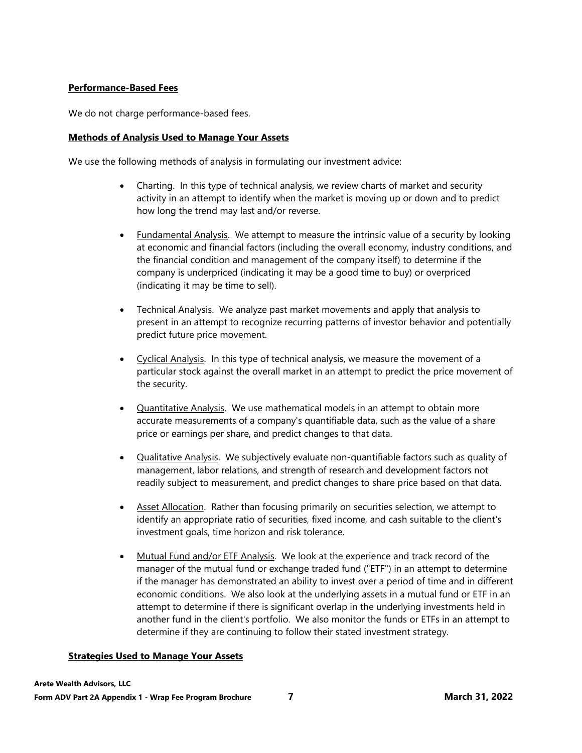**Performance-Based Fees**

We do not charge performance-based fees.

**Methods of Analysis Used to Manage Your Assets**

We use the following methods of analysis in formulating our investment advice:

- Charting. In this type of technical analysis, we review charts of market and security activity in an attempt to identify when the market is moving up or down and to predict how long the trend may last and/or reverse.

- Fundamental Analysis. We attempt to measure the intrinsic value of a security by looking at economic and financial factors (including the overall economy, industry conditions, and the financial condition and management of the company itself) to determine if the company is underpriced (indicating it may be a good time to buy) or overpriced (indicating it may be time to sell).

- Technical Analysis. We analyze past market movements and apply that analysis to present in an attempt to recognize recurring patterns of investor behavior and potentially predict future price movement.

- Cyclical Analysis. In this type of technical analysis, we measure the movement of a particular stock against the overall market in an attempt to predict the price movement of the security.

- Quantitative Analysis. We use mathematical models in an attempt to obtain more accurate measurements of a company's quantifiable data, such as the value of a share price or earnings per share, and predict changes to that data.

- Qualitative Analysis. We subjectively evaluate non-quantifiable factors such as quality of management, labor relations, and strength of research and development factors not readily subject to measurement, and predict changes to share price based on that data.

- Asset Allocation. Rather than focusing primarily on securities selection, we attempt to identify an appropriate ratio of securities, fixed income, and cash suitable to the client's investment goals, time horizon and risk tolerance.

- Mutual Fund and/or ETF Analysis. We look at the experience and track record of the manager of the mutual fund or exchange traded fund ("ETF") in an attempt to determine if the manager has demonstrated an ability to invest over a period of time and in different economic conditions. We also look at the underlying assets in a mutual fund or ETF in an attempt to determine if there is significant overlap in the underlying investments held in another fund in the client's portfolio. We also monitor the funds or ETFs in an attempt to determine if they are continuing to follow their stated investment strategy.

**Strategies Used to Manage Your Assets**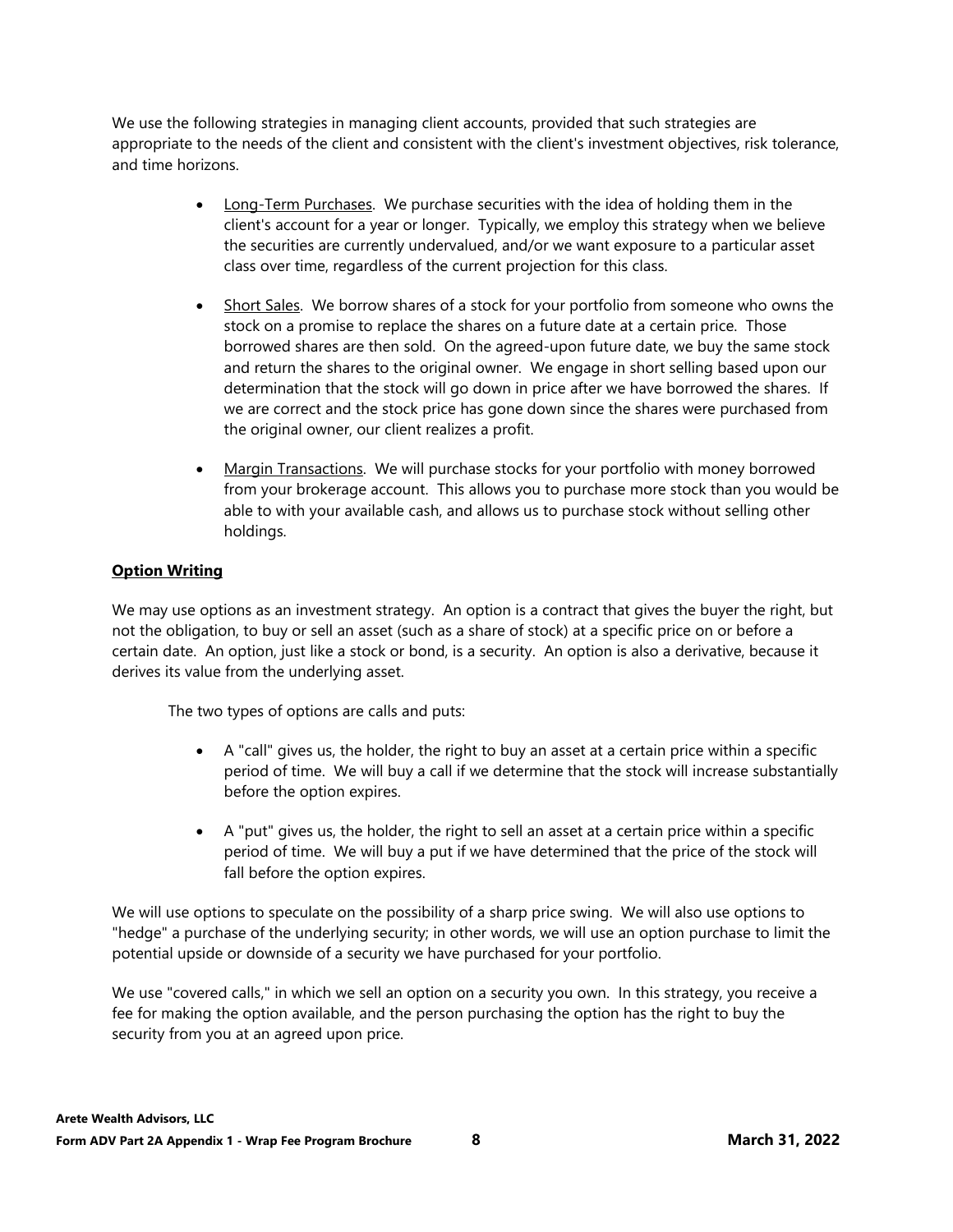We use the following strategies in managing client accounts, provided that such strategies are appropriate to the needs of the client and consistent with the client's investment objectives, risk tolerance, and time horizons.

- Long-Term Purchases. We purchase securities with the idea of holding them in the client's account for a year or longer. Typically, we employ this strategy when we believe the securities are currently undervalued, and/or we want exposure to a particular asset class over time, regardless of the current projection for this class.

- Short Sales. We borrow shares of a stock for your portfolio from someone who owns the stock on a promise to replace the shares on a future date at a certain price. Those borrowed shares are then sold. On the agreed-upon future date, we buy the same stock and return the shares to the original owner. We engage in short selling based upon our determination that the stock will go down in price after we have borrowed the shares. If we are correct and the stock price has gone down since the shares were purchased from the original owner, our client realizes a profit.

- Margin Transactions. We will purchase stocks for your portfolio with money borrowed from your brokerage account. This allows you to purchase more stock than you would be able to with your available cash, and allows us to purchase stock without selling other holdings.

**Option Writing**

We may use options as an investment strategy. An option is a contract that gives the buyer the right, but not the obligation, to buy or sell an asset (such as a share of stock) at a specific price on or before a certain date. An option, just like a stock or bond, is a security. An option is also a derivative, because it derives its value from the underlying asset.

The two types of options are calls and puts:

- A "call" gives us, the holder, the right to buy an asset at a certain price within a specific period of time. We will buy a call if we determine that the stock will increase substantially before the option expires.

- A "put" gives us, the holder, the right to sell an asset at a certain price within a specific period of time. We will buy a put if we have determined that the price of the stock will fall before the option expires.

We will use options to speculate on the possibility of a sharp price swing. We will also use options to "hedge" a purchase of the underlying security; in other words, we will use an option purchase to limit the potential upside or downside of a security we have purchased for your portfolio.

We use "covered calls," in which we sell an option on a security you own. In this strategy, you receive a fee for making the option available, and the person purchasing the option has the right to buy the security from you at an agreed upon price.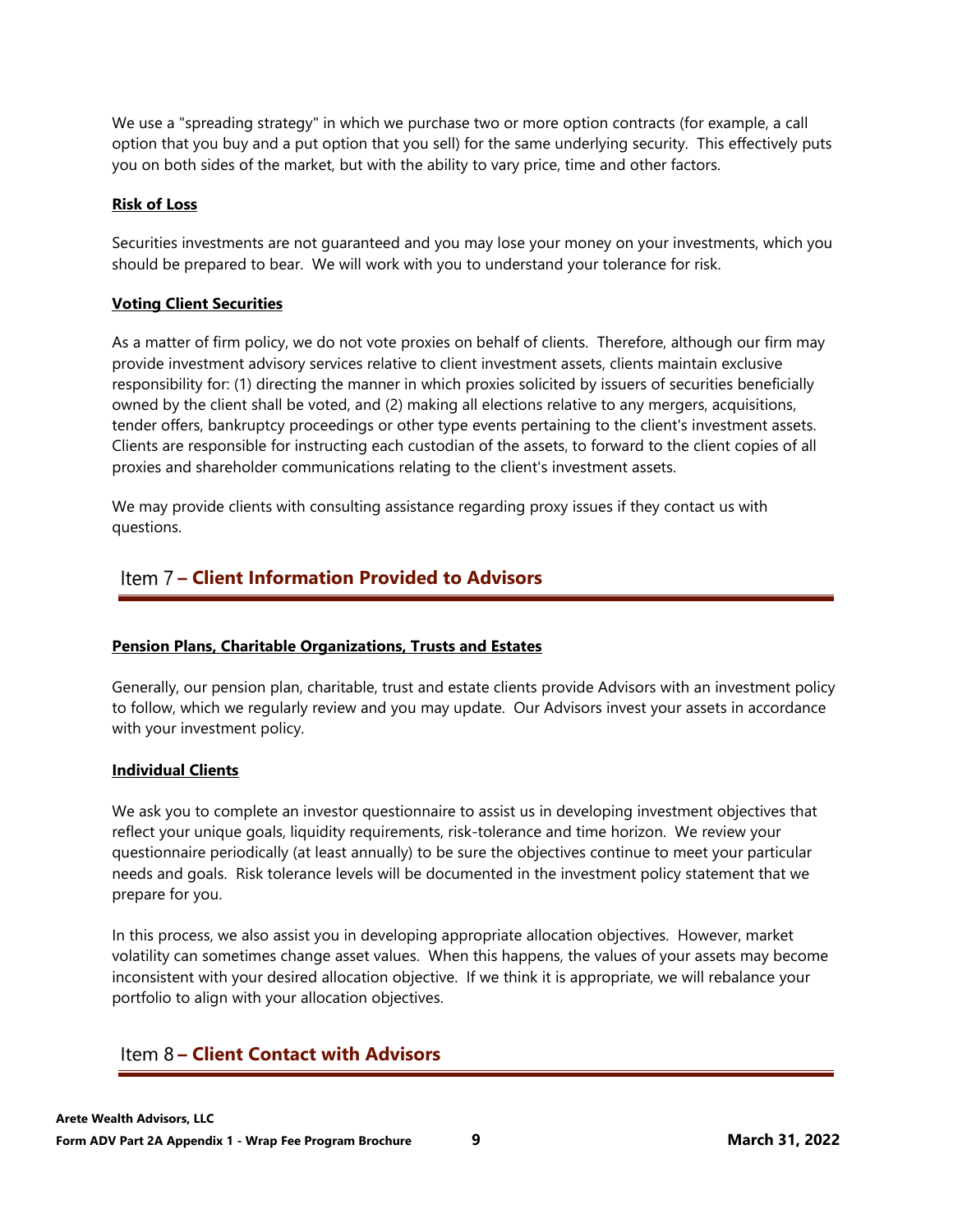We use a "spreading strategy" in which we purchase two or more option contracts (for example, a call option that you buy and a put option that you sell) for the same underlying security. This effectively puts you on both sides of the market, but with the ability to vary price, time and other factors.

**Risk of Loss**

Securities investments are not guaranteed and you may lose your money on your investments, which you should be prepared to bear. We will work with you to understand your tolerance for risk.

**Voting Client Securities**

As a matter of firm policy, we do not vote proxies on behalf of clients. Therefore, although our firm may provide investment advisory services relative to client investment assets, clients maintain exclusive responsibility for: (1) directing the manner in which proxies solicited by issuers of securities beneficially owned by the client shall be voted, and (2) making all elections relative to any mergers, acquisitions, tender offers, bankruptcy proceedings or other type events pertaining to the client's investment assets. Clients are responsible for instructing each custodian of the assets, to forward to the client copies of all proxies and shareholder communications relating to the client's investment assets.

We may provide clients with consulting assistance regarding proxy issues if they contact us with questions.

## Item 7 – Client Information Provided to Advisors

**Pension Plans, Charitable Organizations, Trusts and Estates**

Generally, our pension plan, charitable, trust and estate clients provide Advisors with an investment policy to follow, which we regularly review and you may update. Our Advisors invest your assets in accordance with your investment policy.

**Individual Clients**

We ask you to complete an investor questionnaire to assist us in developing investment objectives that reflect your unique goals, liquidity requirements, risk-tolerance and time horizon. We review your questionnaire periodically (at least annually) to be sure the objectives continue to meet your particular needs and goals. Risk tolerance levels will be documented in the investment policy statement that we prepare for you.

In this process, we also assist you in developing appropriate allocation objectives. However, market volatility can sometimes change asset values. When this happens, the values of your assets may become inconsistent with your desired allocation objective. If we think it is appropriate, we will rebalance your portfolio to align with your allocation objectives.

## Item 8 – Client Contact with Advisors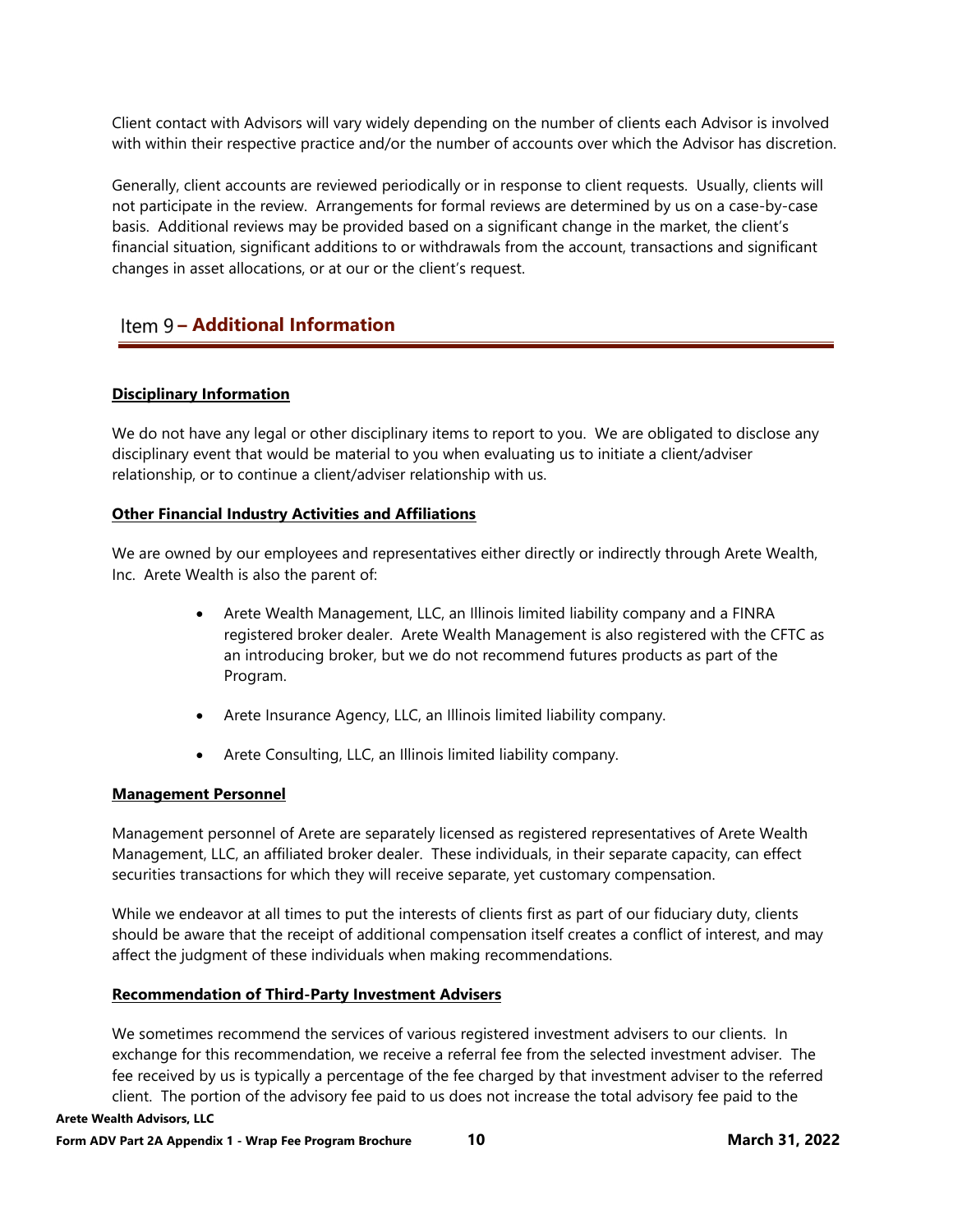Client contact with Advisors will vary widely depending on the number of clients each Advisor is involved with within their respective practice and/or the number of accounts over which the Advisor has discretion.

Generally, client accounts are reviewed periodically or in response to client requests. Usually, clients will not participate in the review. Arrangements for formal reviews are determined by us on a case-by-case basis. Additional reviews may be provided based on a significant change in the market, the client's financial situation, significant additions to or withdrawals from the account, transactions and significant changes in asset allocations, or at our or the client's request.

## Item 9 – Additional Information

**Disciplinary Information**

We do not have any legal or other disciplinary items to report to you. We are obligated to disclose any disciplinary event that would be material to you when evaluating us to initiate a client/adviser relationship, or to continue a client/adviser relationship with us.

**Other Financial Industry Activities and Affiliations**

We are owned by our employees and representatives either directly or indirectly through Arete Wealth, Inc. Arete Wealth is also the parent of:

- Arete Wealth Management, LLC, an Illinois limited liability company and a FINRA registered broker dealer. Arete Wealth Management is also registered with the CFTC as an introducing broker, but we do not recommend futures products as part of the Program.
- Arete Insurance Agency, LLC, an Illinois limited liability company.
- Arete Consulting, LLC, an Illinois limited liability company.

**Management Personnel**

Management personnel of Arete are separately licensed as registered representatives of Arete Wealth Management, LLC, an affiliated broker dealer. These individuals, in their separate capacity, can effect securities transactions for which they will receive separate, yet customary compensation.

While we endeavor at all times to put the interests of clients first as part of our fiduciary duty, clients should be aware that the receipt of additional compensation itself creates a conflict of interest, and may affect the judgment of these individuals when making recommendations.

**Recommendation of Third-Party Investment Advisers**

We sometimes recommend the services of various registered investment advisers to our clients. In exchange for this recommendation, we receive a referral fee from the selected investment adviser. The fee received by us is typically a percentage of the fee charged by that investment adviser to the referred client. The portion of the advisory fee paid to us does not increase the total advisory fee paid to the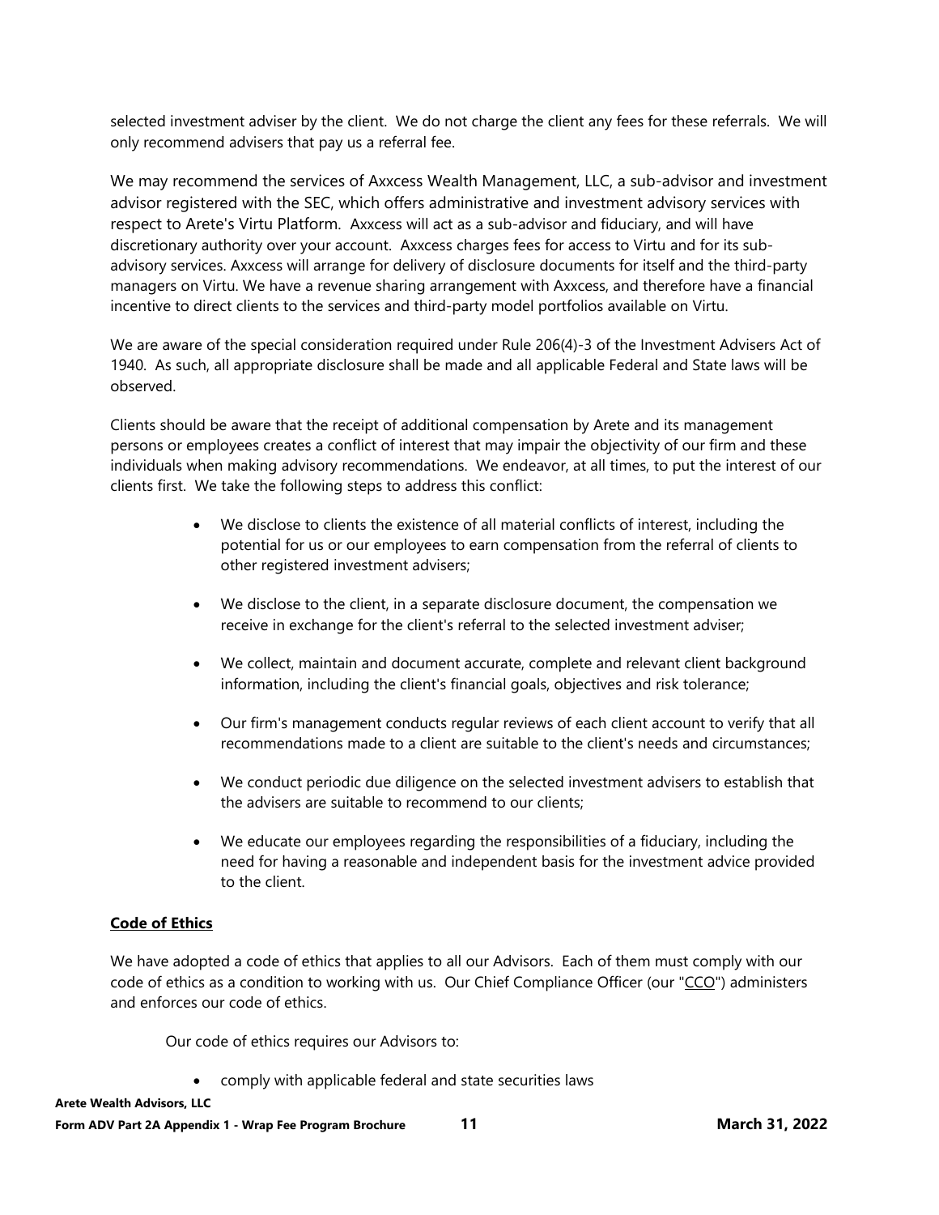selected investment adviser by the client. We do not charge the client any fees for these referrals. We will only recommend advisers that pay us a referral fee.

We may recommend the services of Axxcess Wealth Management, LLC, a sub-advisor and investment advisor registered with the SEC, which offers administrative and investment advisory services with respect to Arete's Virtu Platform. Axxcess will act as a sub-advisor and fiduciary, and will have discretionary authority over your account. Axxcess charges fees for access to Virtu and for its sub-advisory services. Axxcess will arrange for delivery of disclosure documents for itself and the third-party managers on Virtu. We have a revenue sharing arrangement with Axxcess, and therefore have a financial incentive to direct clients to the services and third-party model portfolios available on Virtu.

We are aware of the special consideration required under Rule 206(4)-3 of the Investment Advisers Act of 1940. As such, all appropriate disclosure shall be made and all applicable Federal and State laws will be observed.

Clients should be aware that the receipt of additional compensation by Arete and its management persons or employees creates a conflict of interest that may impair the objectivity of our firm and these individuals when making advisory recommendations. We endeavor, at all times, to put the interest of our clients first. We take the following steps to address this conflict:

- We disclose to clients the existence of all material conflicts of interest, including the potential for us or our employees to earn compensation from the referral of clients to other registered investment advisers;
- We disclose to the client, in a separate disclosure document, the compensation we receive in exchange for the client's referral to the selected investment adviser;
- We collect, maintain and document accurate, complete and relevant client background information, including the client's financial goals, objectives and risk tolerance;
- Our firm's management conducts regular reviews of each client account to verify that all recommendations made to a client are suitable to the client's needs and circumstances;
- We conduct periodic due diligence on the selected investment advisers to establish that the advisers are suitable to recommend to our clients;
- We educate our employees regarding the responsibilities of a fiduciary, including the need for having a reasonable and independent basis for the investment advice provided to the client.

**Code of Ethics**

We have adopted a code of ethics that applies to all our Advisors. Each of them must comply with our code of ethics as a condition to working with us. Our Chief Compliance Officer (our "CCO") administers and enforces our code of ethics.

Our code of ethics requires our Advisors to:

- comply with applicable federal and state securities laws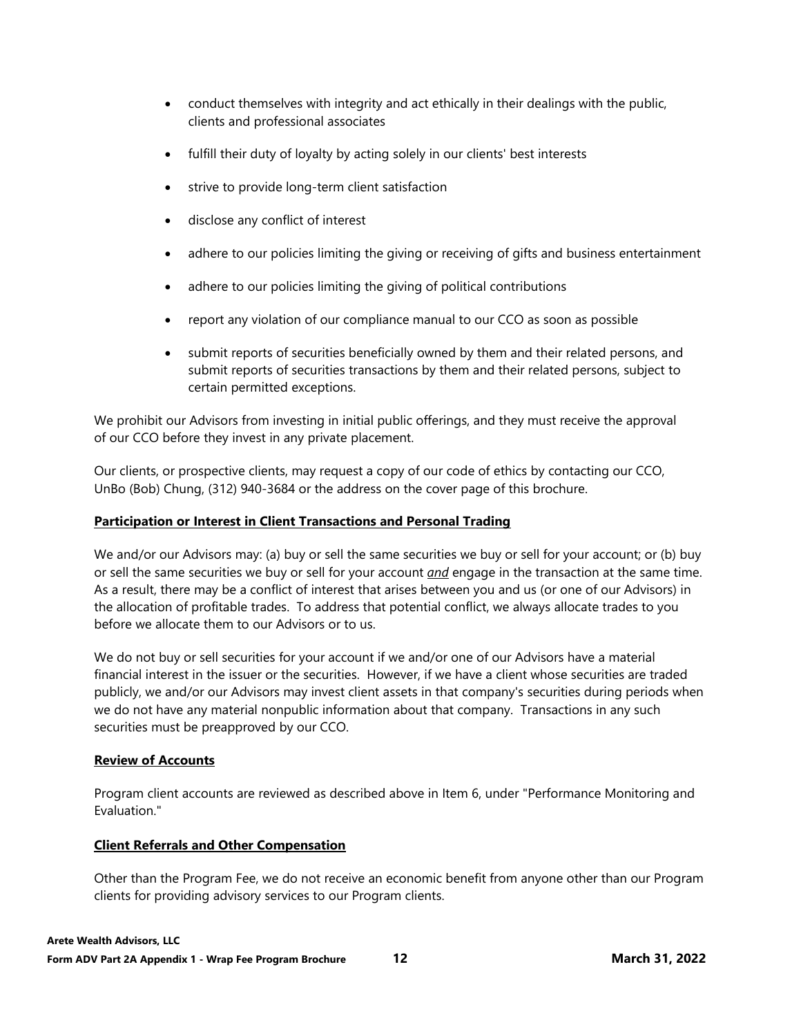- conduct themselves with integrity and act ethically in their dealings with the public, clients and professional associates
- fulfill their duty of loyalty by acting solely in our clients' best interests
- strive to provide long-term client satisfaction
- disclose any conflict of interest
- adhere to our policies limiting the giving or receiving of gifts and business entertainment
- adhere to our policies limiting the giving of political contributions
- report any violation of our compliance manual to our CCO as soon as possible
- submit reports of securities beneficially owned by them and their related persons, and submit reports of securities transactions by them and their related persons, subject to certain permitted exceptions.

We prohibit our Advisors from investing in initial public offerings, and they must receive the approval of our CCO before they invest in any private placement.

Our clients, or prospective clients, may request a copy of our code of ethics by contacting our CCO, UnBo (Bob) Chung, (312) 940-3684 or the address on the cover page of this brochure.

**Participation or Interest in Client Transactions and Personal Trading**

We and/or our Advisors may: (a) buy or sell the same securities we buy or sell for your account; or (b) buy or sell the same securities we buy or sell for your account ***and*** engage in the transaction at the same time. As a result, there may be a conflict of interest that arises between you and us (or one of our Advisors) in the allocation of profitable trades. To address that potential conflict, we always allocate trades to you before we allocate them to our Advisors or to us.

We do not buy or sell securities for your account if we and/or one of our Advisors have a material financial interest in the issuer or the securities. However, if we have a client whose securities are traded publicly, we and/or our Advisors may invest client assets in that company's securities during periods when we do not have any material nonpublic information about that company. Transactions in any such securities must be preapproved by our CCO.

**Review of Accounts**

Program client accounts are reviewed as described above in Item 6, under "Performance Monitoring and Evaluation."

**Client Referrals and Other Compensation**

Other than the Program Fee, we do not receive an economic benefit from anyone other than our Program clients for providing advisory services to our Program clients.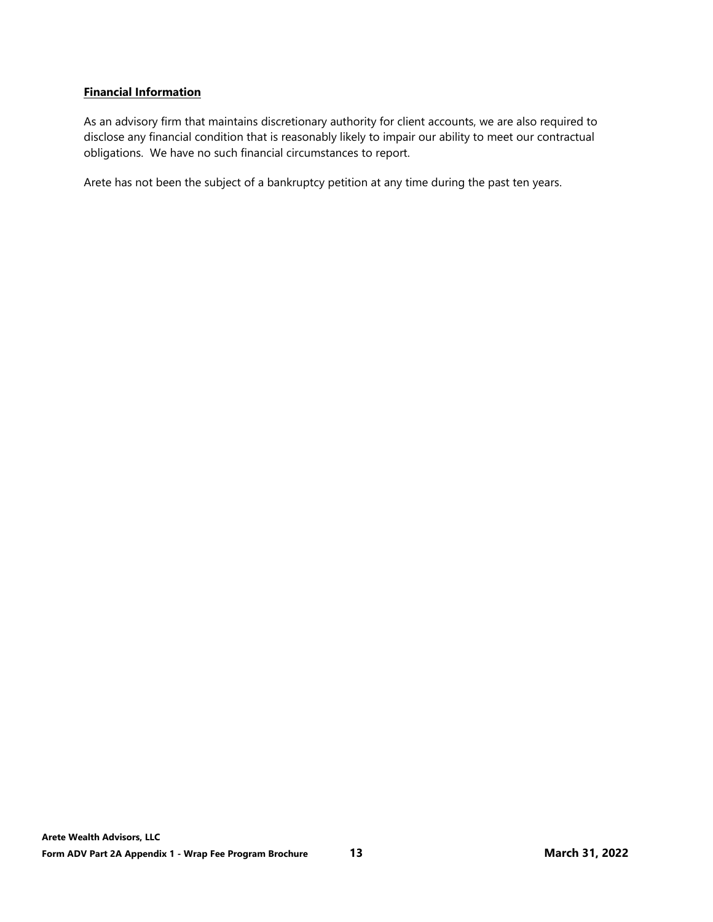**Financial Information**

As an advisory firm that maintains discretionary authority for client accounts, we are also required to disclose any financial condition that is reasonably likely to impair our ability to meet our contractual obligations. We have no such financial circumstances to report.

Arete has not been the subject of a bankruptcy petition at any time during the past ten years.